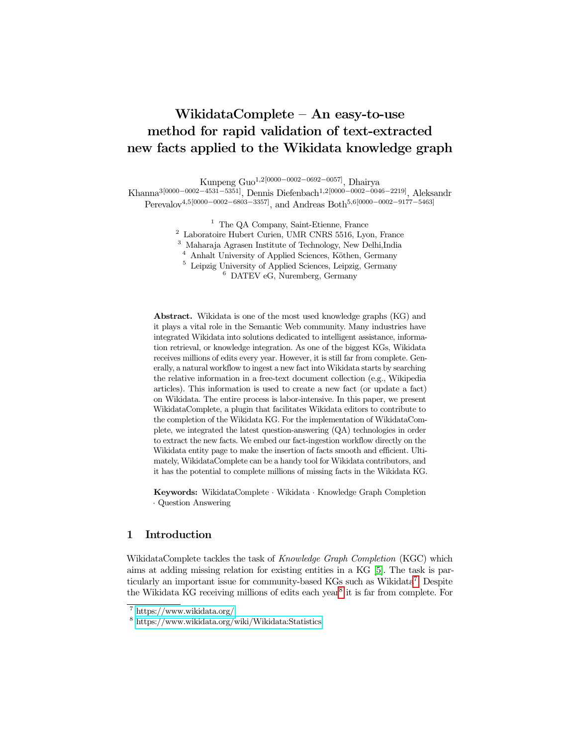# WikidataComplete – An easy-to-use method for rapid validation of text-extracted new facts applied to the Wikidata knowledge graph

Kunpeng Guo[1,2][0000−0002−0692−0057], Dhairya Khanna[3][0000−0002−4531−5351], Dennis Diefenbach[1,2][0000−0002−0046−2219], Aleksandr Perevalov[4,5][0000−0002−6803−3357], and Andreas Both[5,6][0000−0002−9177−5463]

[1] The QA Company, Saint-Etienne, France
[2] Laboratoire Hubert Curien, UMR CNRS 5516, Lyon, France
[3] Maharaja Agrasen Institute of Technology, New Delhi,India
[4] Anhalt University of Applied Sciences, Köthen, Germany
[5] Leipzig University of Applied Sciences, Leipzig, Germany
[6] DATEV eG, Nuremberg, Germany

**Abstract.** Wikidata is one of the most used knowledge graphs (KG) and it plays a vital role in the Semantic Web community. Many industries have integrated Wikidata into solutions dedicated to intelligent assistance, information retrieval, or knowledge integration. As one of the biggest KGs, Wikidata receives millions of edits every year. However, it is still far from complete. Generally, a natural workflow to ingest a new fact into Wikidata starts by searching the relative information in a free-text document collection (e.g., Wikipedia articles). This information is used to create a new fact (or update a fact) on Wikidata. The entire process is labor-intensive. In this paper, we present WikidataComplete, a plugin that facilitates Wikidata editors to contribute to the completion of the Wikidata KG. For the implementation of WikidataComplete, we integrated the latest question-answering (QA) technologies in order to extract the new facts. We embed our fact-ingestion workflow directly on the Wikidata entity page to make the insertion of facts smooth and efficient. Ultimately, WikidataComplete can be a handy tool for Wikidata contributors, and it has the potential to complete millions of missing facts in the Wikidata KG.

**Keywords:** WikidataComplete · Wikidata · Knowledge Graph Completion · Question Answering

## 1 Introduction

WikidataComplete tackles the task of *Knowledge Graph Completion* (KGC) which aims at adding missing relation for existing entities in a KG [5]. The task is particularly an important issue for community-based KGs such as Wikidata[7]. Despite the Wikidata KG receiving millions of edits each year[8] it is far from complete. For

[7] https://www.wikidata.org/
[8] https://www.wikidata.org/wiki/Wikidata:Statistics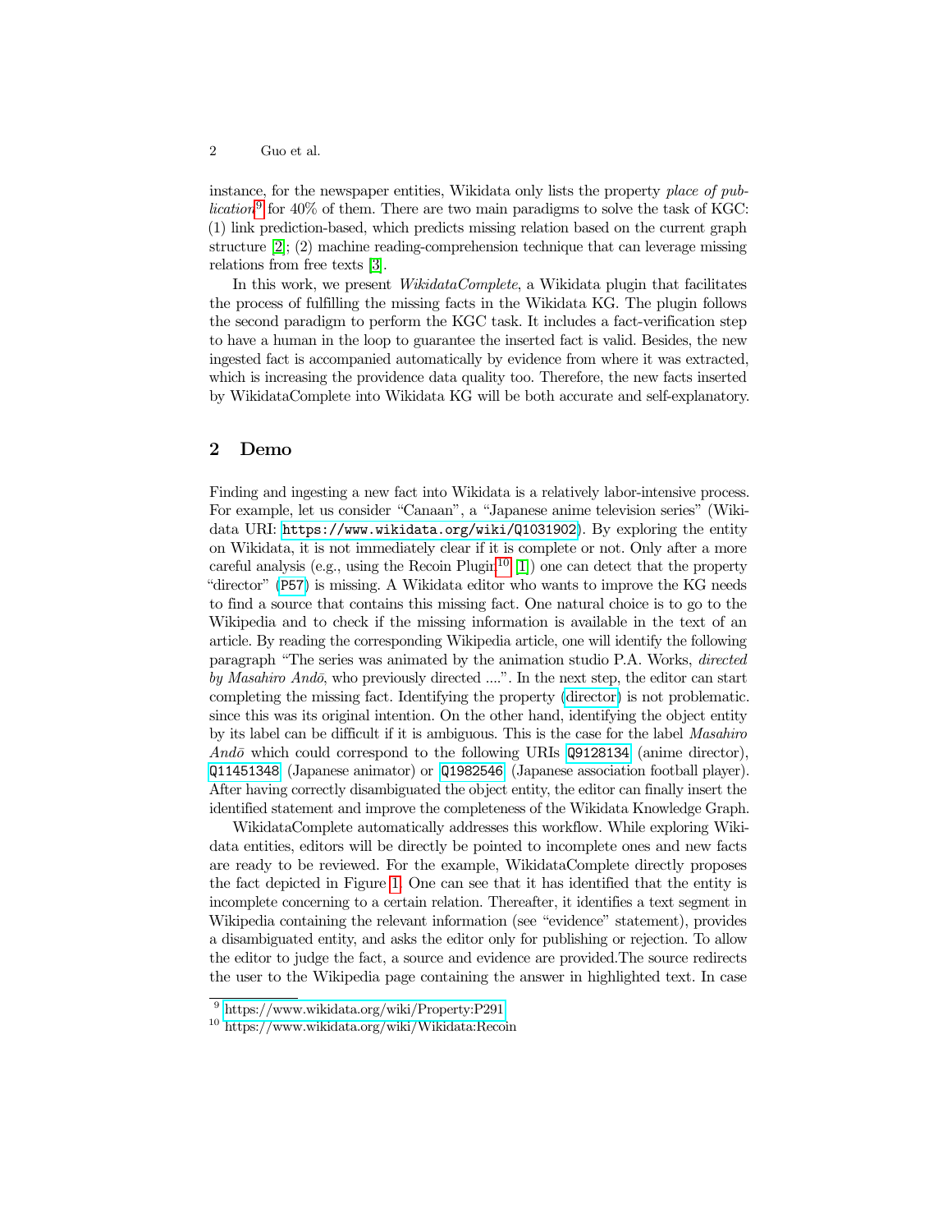instance, for the newspaper entities, Wikidata only lists the property *place of publication*[9] for 40% of them. There are two main paradigms to solve the task of KGC: (1) link prediction-based, which predicts missing relation based on the current graph structure [2]; (2) machine reading-comprehension technique that can leverage missing relations from free texts [3].

In this work, we present *WikidataComplete*, a Wikidata plugin that facilitates the process of fulfilling the missing facts in the Wikidata KG. The plugin follows the second paradigm to perform the KGC task. It includes a fact-verification step to have a human in the loop to guarantee the inserted fact is valid. Besides, the new ingested fact is accompanied automatically by evidence from where it was extracted, which is increasing the providence data quality too. Therefore, the new facts inserted by WikidataComplete into Wikidata KG will be both accurate and self-explanatory.

## 2 Demo

Finding and ingesting a new fact into Wikidata is a relatively labor-intensive process. For example, let us consider "Canaan", a "Japanese anime television series" (Wikidata URI: `https://www.wikidata.org/wiki/Q1031902`). By exploring the entity on Wikidata, it is not immediately clear if it is complete or not. Only after a more careful analysis (e.g., using the Recoin Plugin[10] [1]) one can detect that the property "director" (`P57`) is missing. A Wikidata editor who wants to improve the KG needs to find a source that contains this missing fact. One natural choice is to go to the Wikipedia and to check if the missing information is available in the text of an article. By reading the corresponding Wikipedia article, one will identify the following paragraph "The series was animated by the animation studio P.A. Works, *directed by Masahiro Andō*, who previously directed ....". In the next step, the editor can start completing the missing fact. Identifying the property (director) is not problematic. since this was its original intention. On the other hand, identifying the object entity by its label can be difficult if it is ambiguous. This is the case for the label *Masahiro Andō* which could correspond to the following URIs `Q9128134` (anime director), `Q11451348` (Japanese animator) or `Q1982546` (Japanese association football player). After having correctly disambiguated the object entity, the editor can finally insert the identified statement and improve the completeness of the Wikidata Knowledge Graph.

WikidataComplete automatically addresses this workflow. While exploring Wikidata entities, editors will be directly be pointed to incomplete ones and new facts are ready to be reviewed. For the example, WikidataComplete directly proposes the fact depicted in Figure 1. One can see that it has identified that the entity is incomplete concerning to a certain relation. Thereafter, it identifies a text segment in Wikipedia containing the relevant information (see "evidence" statement), provides a disambiguated entity, and asks the editor only for publishing or rejection. To allow the editor to judge the fact, a source and evidence are provided.The source redirects the user to the Wikipedia page containing the answer in highlighted text. In case

[9] https://www.wikidata.org/wiki/Property:P291

[10] https://www.wikidata.org/wiki/Wikidata:Recoin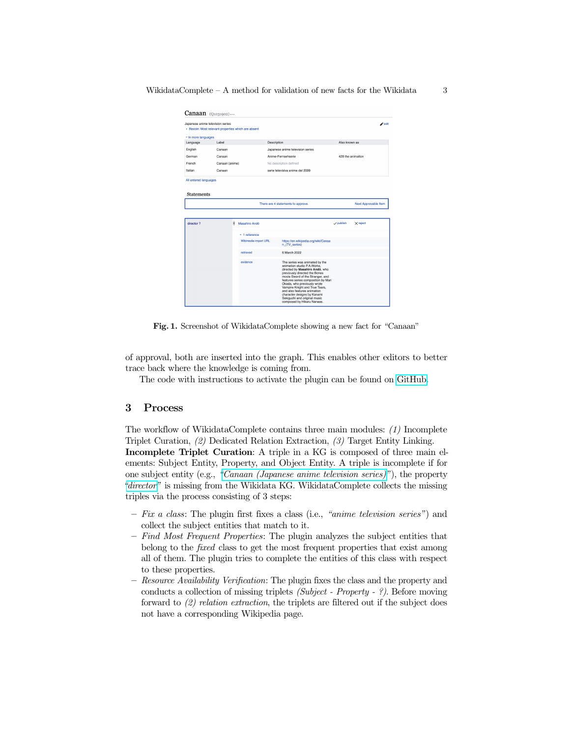**Fig. 1.** Screenshot of WikidataComplete showing a new fact for "Canaan"

of approval, both are inserted into the graph. This enables other editors to better trace back where the knowledge is coming from.

The code with instructions to activate the plugin can be found on GitHub.

## 3 Process

The workflow of WikidataComplete contains three main modules: *(1)* Incomplete Triplet Curation, *(2)* Dedicated Relation Extraction, *(3)* Target Entity Linking.
**Incomplete Triplet Curation**: A triple in a KG is composed of three main elements: Subject Entity, Property, and Object Entity. A triple is incomplete if for one subject entity (e.g., "*Canaan (Japanese anime television series)*"), the property "*director*" is missing from the Wikidata KG. WikidataComplete collects the missing triples via the process consisting of 3 steps:

- *Fix a class*: The plugin first fixes a class (i.e., *"anime television series"*) and collect the subject entities that match to it.
- *Find Most Frequent Properties*: The plugin analyzes the subject entities that belong to the *fixed* class to get the most frequent properties that exist among all of them. The plugin tries to complete the entities of this class with respect to these properties.
- *Resource Availability Verification*: The plugin fixes the class and the property and conducts a collection of missing triplets *(Subject - Property - ?)*. Before moving forward to *(2) relation extraction*, the triplets are filtered out if the subject does not have a corresponding Wikipedia page.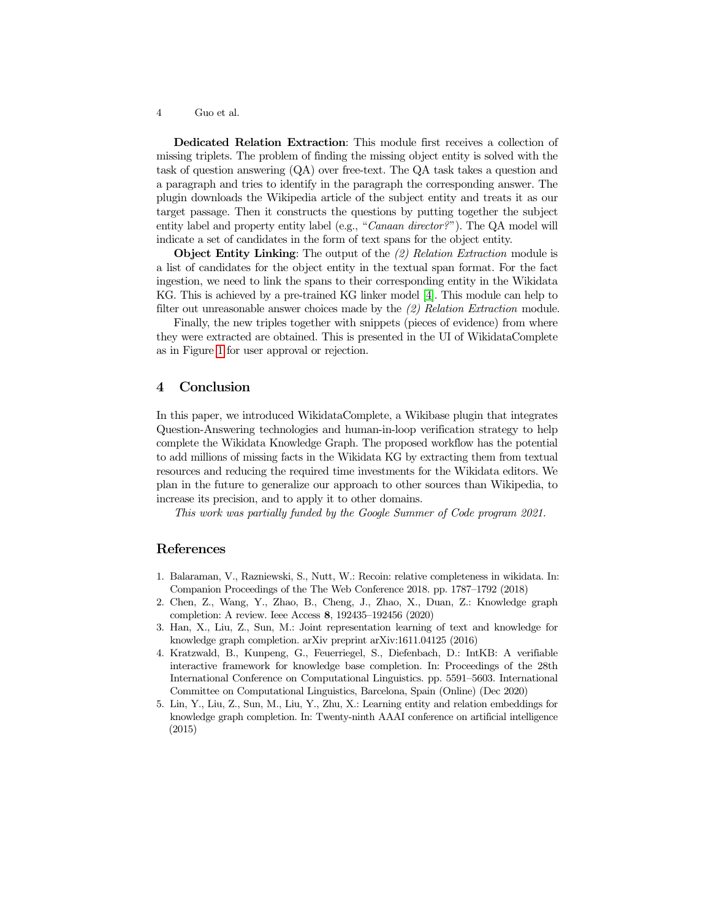**Dedicated Relation Extraction**: This module first receives a collection of missing triplets. The problem of finding the missing object entity is solved with the task of question answering (QA) over free-text. The QA task takes a question and a paragraph and tries to identify in the paragraph the corresponding answer. The plugin downloads the Wikipedia article of the subject entity and treats it as our target passage. Then it constructs the questions by putting together the subject entity label and property entity label (e.g., "*Canaan director?*"). The QA model will indicate a set of candidates in the form of text spans for the object entity.

**Object Entity Linking**: The output of the *(2) Relation Extraction* module is a list of candidates for the object entity in the textual span format. For the fact ingestion, we need to link the spans to their corresponding entity in the Wikidata KG. This is achieved by a pre-trained KG linker model [4]. This module can help to filter out unreasonable answer choices made by the *(2) Relation Extraction* module.

Finally, the new triples together with snippets (pieces of evidence) from where they were extracted are obtained. This is presented in the UI of WikidataComplete as in Figure 1 for user approval or rejection.

## 4 Conclusion

In this paper, we introduced WikidataComplete, a Wikibase plugin that integrates Question-Answering technologies and human-in-loop verification strategy to help complete the Wikidata Knowledge Graph. The proposed workflow has the potential to add millions of missing facts in the Wikidata KG by extracting them from textual resources and reducing the required time investments for the Wikidata editors. We plan in the future to generalize our approach to other sources than Wikipedia, to increase its precision, and to apply it to other domains.

*This work was partially funded by the Google Summer of Code program 2021.*

## References

1. Balaraman, V., Razniewski, S., Nutt, W.: Recoin: relative completeness in wikidata. In: Companion Proceedings of the The Web Conference 2018. pp. 1787–1792 (2018)
2. Chen, Z., Wang, Y., Zhao, B., Cheng, J., Zhao, X., Duan, Z.: Knowledge graph completion: A review. Ieee Access **8**, 192435–192456 (2020)
3. Han, X., Liu, Z., Sun, M.: Joint representation learning of text and knowledge for knowledge graph completion. arXiv preprint arXiv:1611.04125 (2016)
4. Kratzwald, B., Kunpeng, G., Feuerriegel, S., Diefenbach, D.: IntKB: A verifiable interactive framework for knowledge base completion. In: Proceedings of the 28th International Conference on Computational Linguistics. pp. 5591–5603. International Committee on Computational Linguistics, Barcelona, Spain (Online) (Dec 2020)
5. Lin, Y., Liu, Z., Sun, M., Liu, Y., Zhu, X.: Learning entity and relation embeddings for knowledge graph completion. In: Twenty-ninth AAAI conference on artificial intelligence (2015)